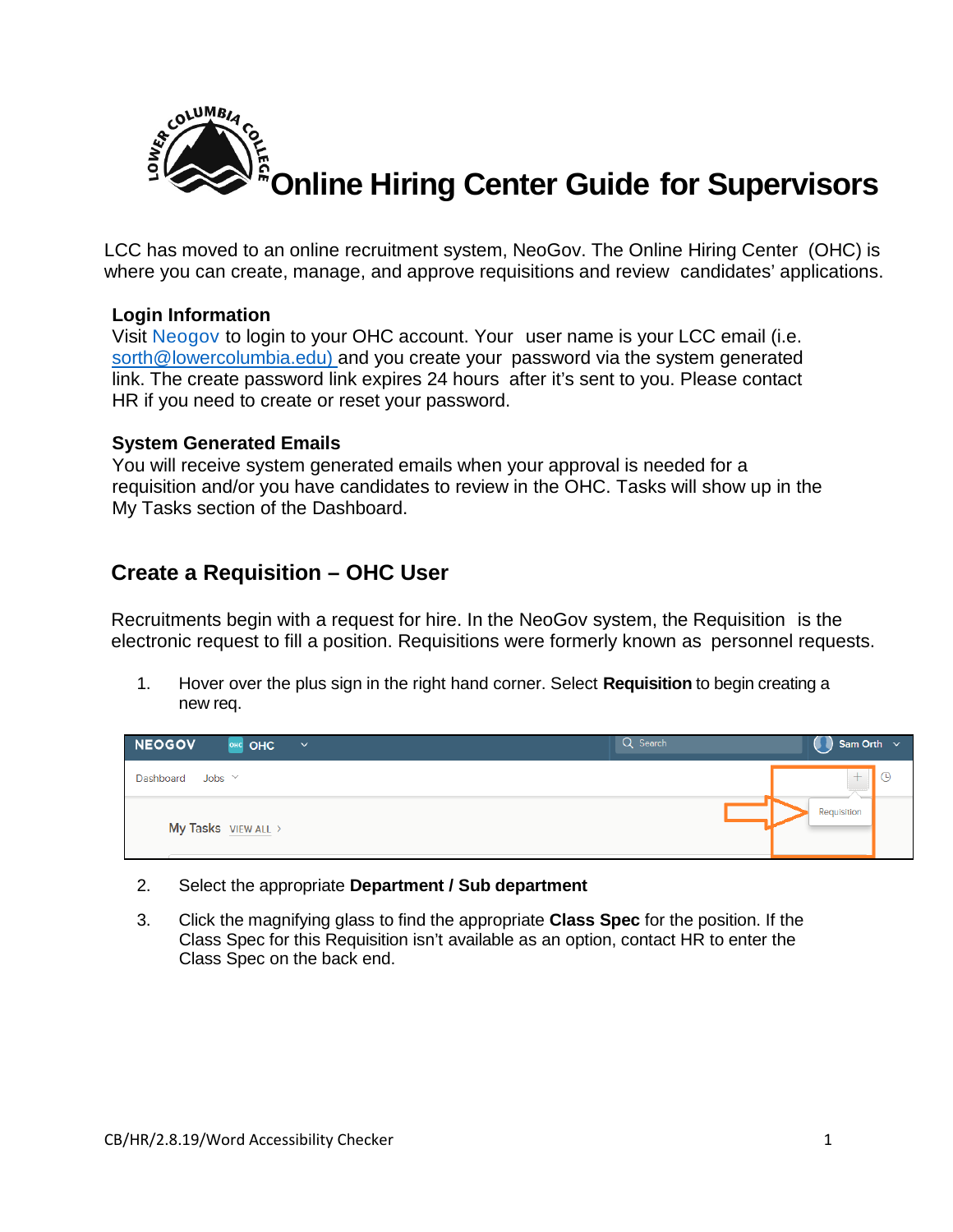# Online Hiring Center Guide for Supervisors

LCC has moved to an online recruitment system, NeoGov. The Online Hiring Center (OHC) is where you can create, manage, and approve requisitions and review candidates' applications.

**Login Information**

Visit Neogov to login to your OHC account. Your user name is your LCC email (i.e. sorth@lowercolumbia.edu) and you create your password via the system generated link. The create password link expires 24 hours after it's sent to you. Please contact HR if you need to create or reset your password.

**System Generated Emails**

You will receive system generated emails when your approval is needed for a requisition and/or you have candidates to review in the OHC. Tasks will show up in the My Tasks section of the Dashboard.

## Create a Requisition – OHC User

Recruitments begin with a request for hire. In the NeoGov system, the Requisition is the electronic request to fill a position. Requisitions were formerly known as personnel requests.

1. Hover over the plus sign in the right hand corner. Select **Requisition** to begin creating a new req.

2. Select the appropriate **Department / Sub department**

3. Click the magnifying glass to find the appropriate **Class Spec** for the position. If the Class Spec for this Requisition isn't available as an option, contact HR to enter the Class Spec on the back end.

CB/HR/2.8.19/Word Accessibility Checker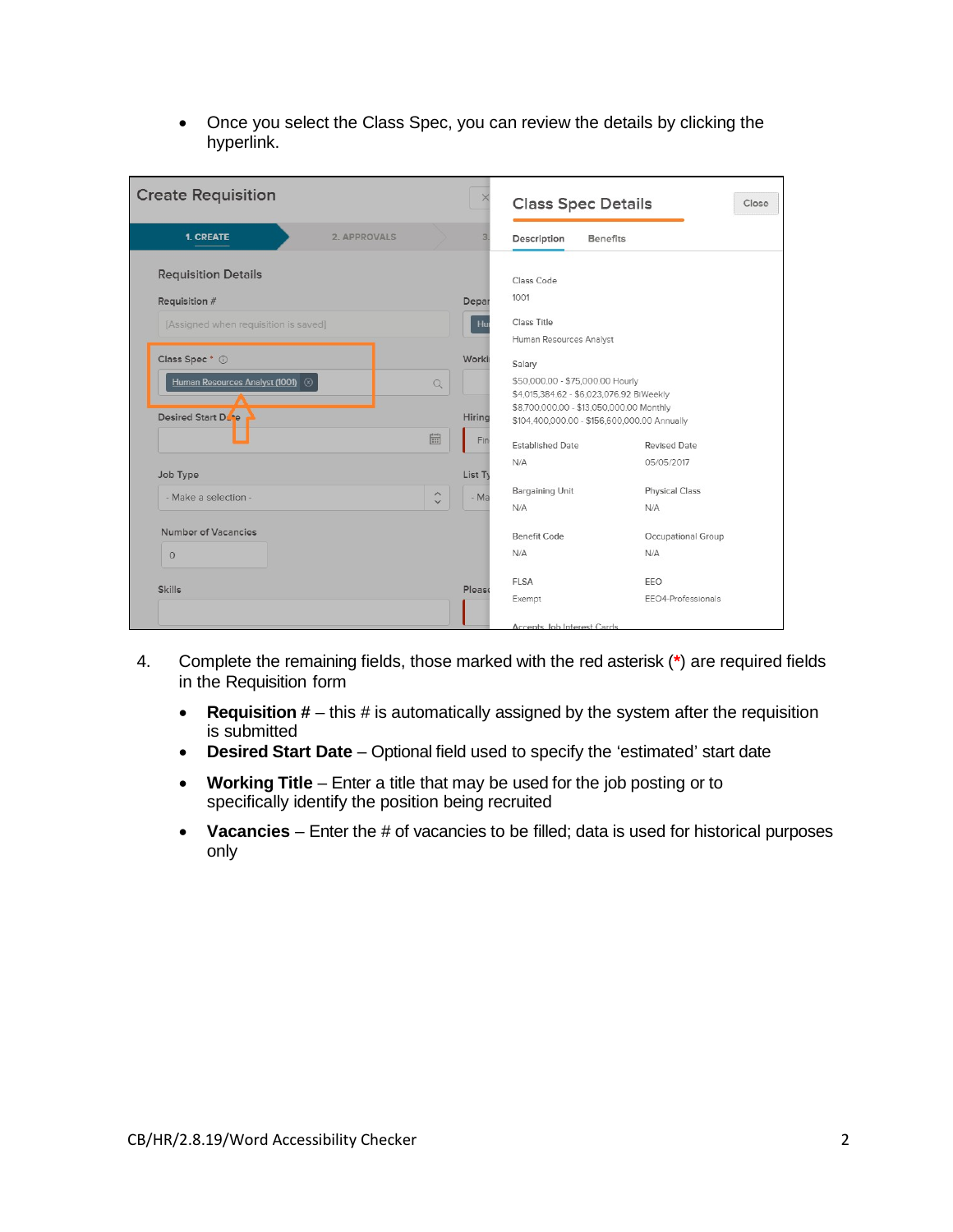- Once you select the Class Spec, you can review the details by clicking the hyperlink.

4. Complete the remaining fields, those marked with the red asterisk (*) are required fields in the Requisition form

   - **Requisition #** – this # is automatically assigned by the system after the requisition is submitted
   - **Desired Start Date** – Optional field used to specify the 'estimated' start date
   - **Working Title** – Enter a title that may be used for the job posting or to specifically identify the position being recruited
   - **Vacancies** – Enter the # of vacancies to be filled; data is used for historical purposes only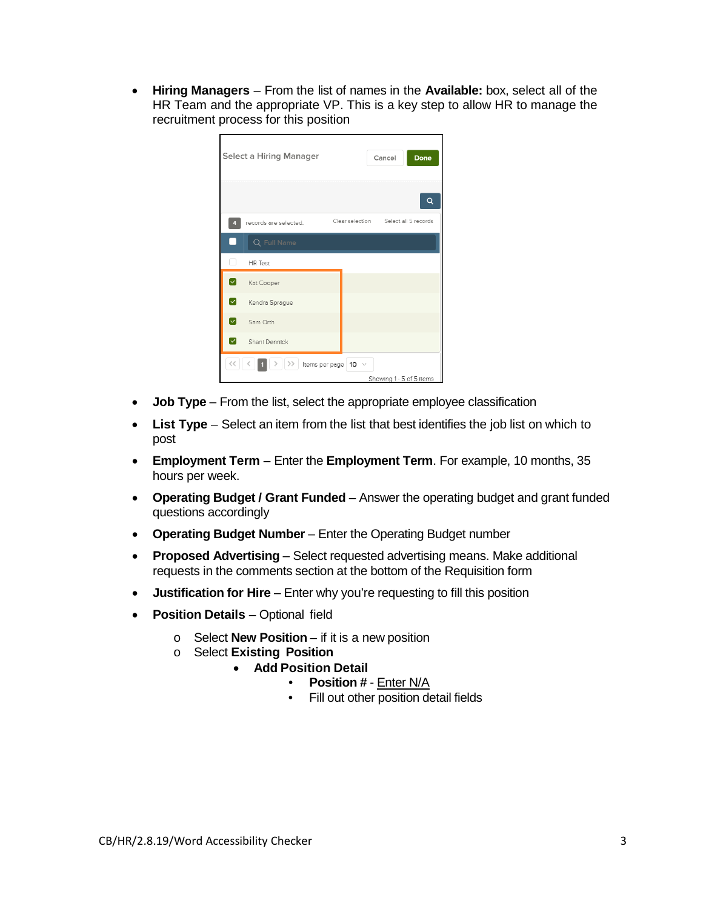- **Hiring Managers** – From the list of names in the **Available:** box, select all of the HR Team and the appropriate VP. This is a key step to allow HR to manage the recruitment process for this position

- **Job Type** – From the list, select the appropriate employee classification
- **List Type** – Select an item from the list that best identifies the job list on which to post
- **Employment Term** – Enter the **Employment Term**. For example, 10 months, 35 hours per week.
- **Operating Budget / Grant Funded** – Answer the operating budget and grant funded questions accordingly
- **Operating Budget Number** – Enter the Operating Budget number
- **Proposed Advertising** – Select requested advertising means. Make additional requests in the comments section at the bottom of the Requisition form
- **Justification for Hire** – Enter why you're requesting to fill this position
- **Position Details** – Optional field
  - Select **New Position** – if it is a new position
  - Select **Existing Position**
    - **Add Position Detail**
      - **Position #** - Enter N/A
      - Fill out other position detail fields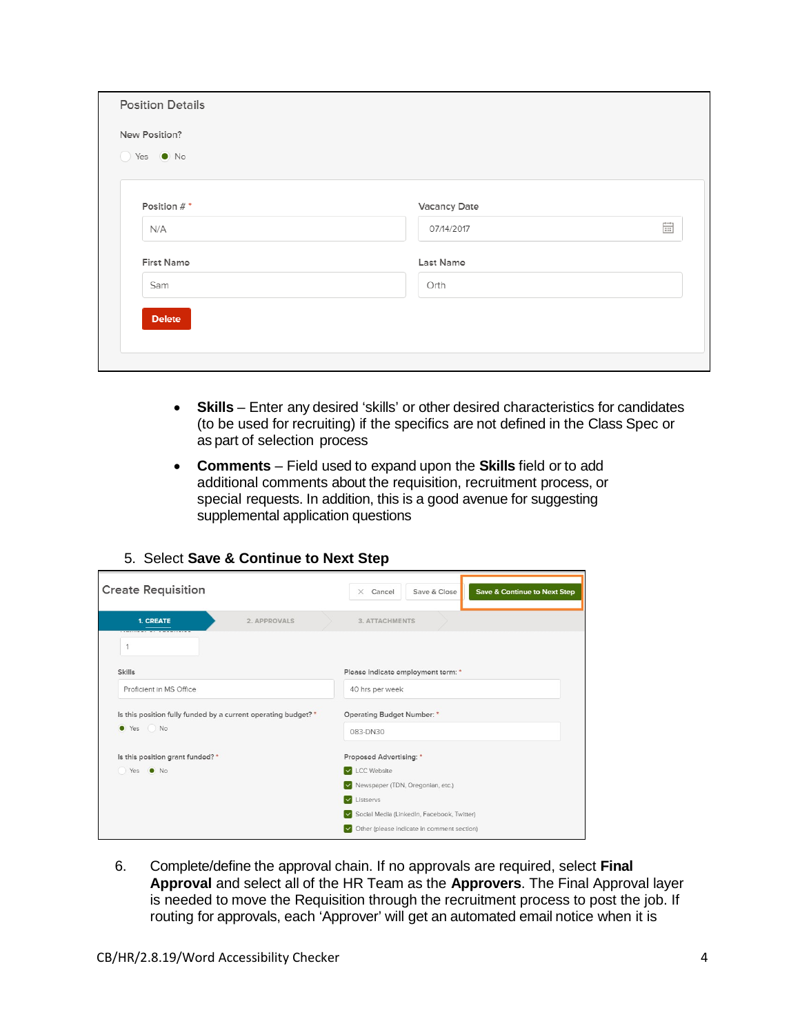Position Details

New Position?

Yes No

Position # *

N/A

Vacancy Date

07/14/2017

First Name

Sam

Last Name

Orth

Delete

- **Skills** – Enter any desired 'skills' or other desired characteristics for candidates (to be used for recruiting) if the specifics are not defined in the Class Spec or as part of selection process
- **Comments** – Field used to expand upon the **Skills** field or to add additional comments about the requisition, recruitment process, or special requests. In addition, this is a good avenue for suggesting supplemental application questions

5. Select **Save & Continue to Next Step**

Create Requisition

Cancel | Save & Close | Save & Continue to Next Step

1. CREATE | 2. APPROVALS | 3. ATTACHMENTS

1

Skills

Proficient in MS Office

Please indicate employment term: *

40 hrs per week

Is this position fully funded by a current operating budget? *

Yes No

Operating Budget Number: *

083-DN30

Is this position grant funded? *

Yes No

Proposed Advertising: *

- LCC Website
- Newspaper (TDN, Oregonian, etc.)
- Listservs
- Social Media (LinkedIn, Facebook, Twitter)
- Other (please indicate in comment section)

6. Complete/define the approval chain. If no approvals are required, select **Final Approval** and select all of the HR Team as the **Approvers**. The Final Approval layer is needed to move the Requisition through the recruitment process to post the job. If routing for approvals, each 'Approver' will get an automated email notice when it is

CB/HR/2.8.19/Word Accessibility Checker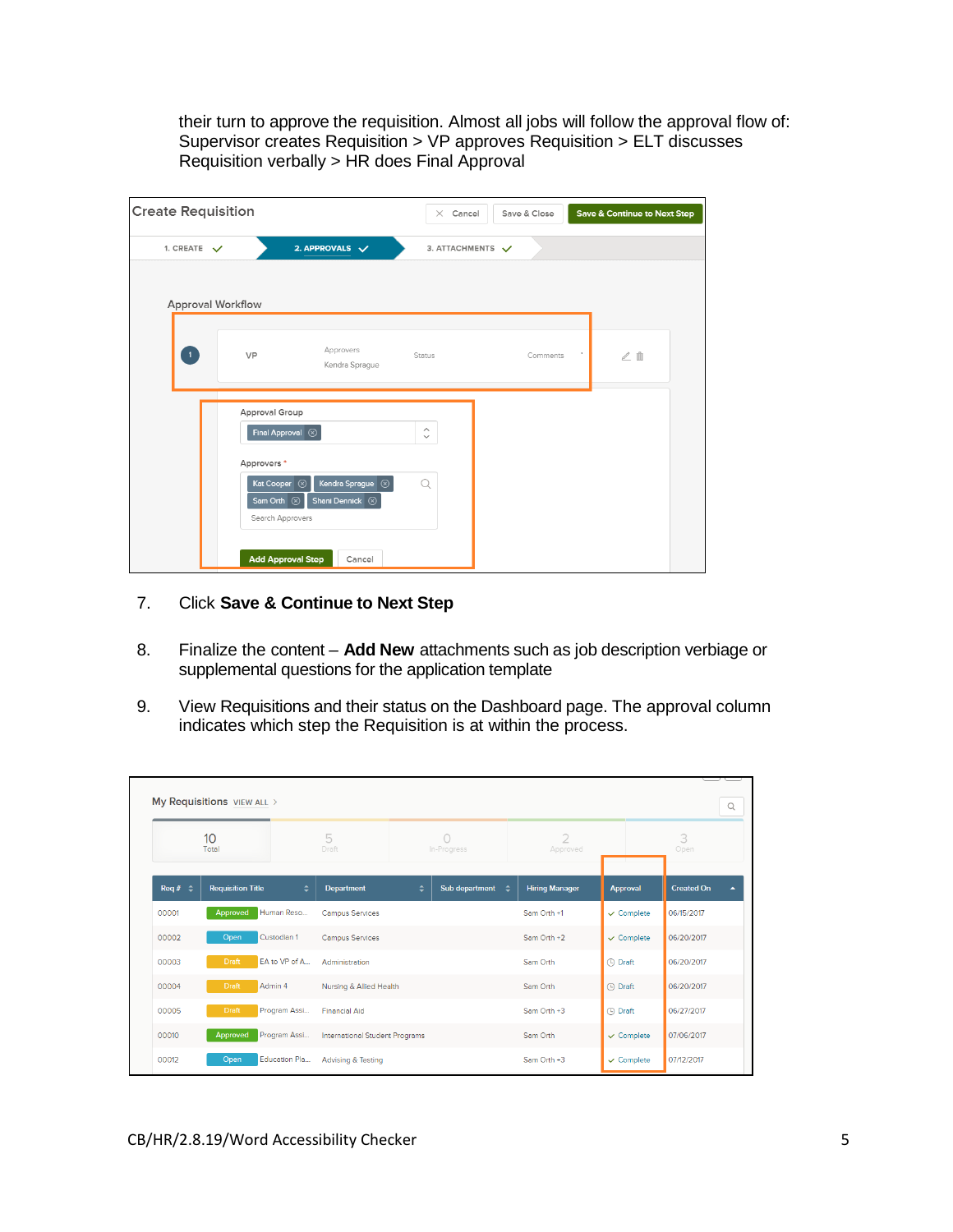their turn to approve the requisition. Almost all jobs will follow the approval flow of: Supervisor creates Requisition > VP approves Requisition > ELT discusses Requisition verbally > HR does Final Approval

7. Click **Save & Continue to Next Step**

8. Finalize the content – **Add New** attachments such as job description verbiage or supplemental questions for the application template

9. View Requisitions and their status on the Dashboard page. The approval column indicates which step the Requisition is at within the process.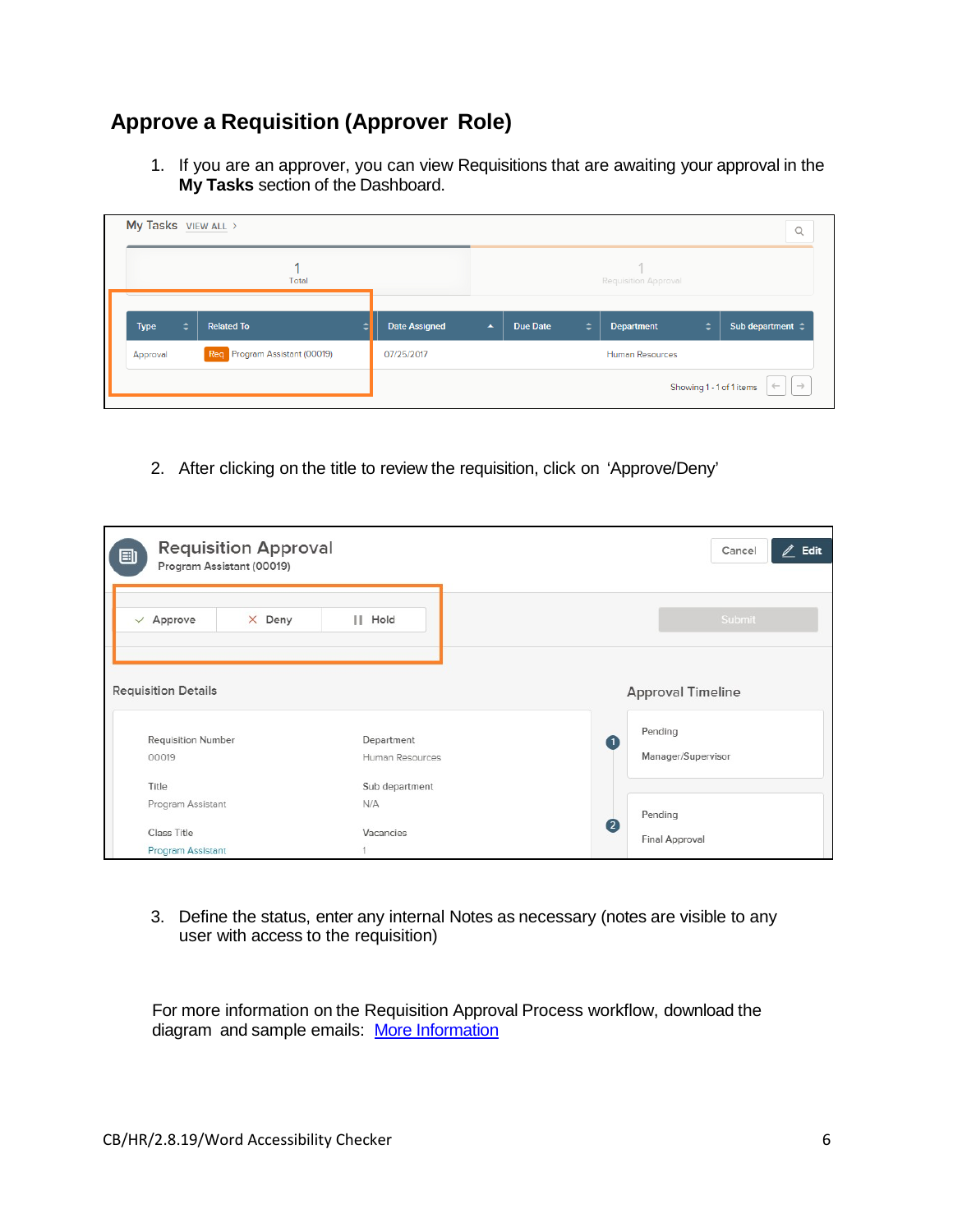## Approve a Requisition (Approver Role)

1. If you are an approver, you can view Requisitions that are awaiting your approval in the **My Tasks** section of the Dashboard.

2. After clicking on the title to review the requisition, click on 'Approve/Deny'

3. Define the status, enter any internal Notes as necessary (notes are visible to any user with access to the requisition)

For more information on the Requisition Approval Process workflow, download the diagram and sample emails: [More Information]()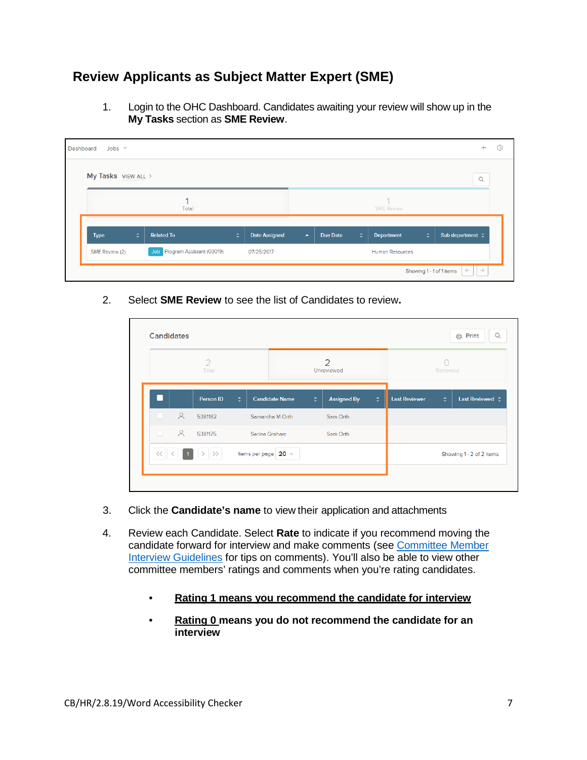## Review Applicants as Subject Matter Expert (SME)

1. Login to the OHC Dashboard. Candidates awaiting your review will show up in the **My Tasks** section as **SME Review**.

2. Select **SME Review** to see the list of Candidates to review**.**

3. Click the **Candidate's name** to view their application and attachments

4. Review each Candidate. Select **Rate** to indicate if you recommend moving the candidate forward for interview and make comments (see [Committee Member Interview Guidelines]() for tips on comments). You'll also be able to view other committee members' ratings and comments when you're rating candidates.

   - **<u>Rating 1 means you recommend the candidate for interview</u>**
   - **<u>Rating 0</u> means you do not recommend the candidate for an interview**

CB/HR/2.8.19/Word Accessibility Checker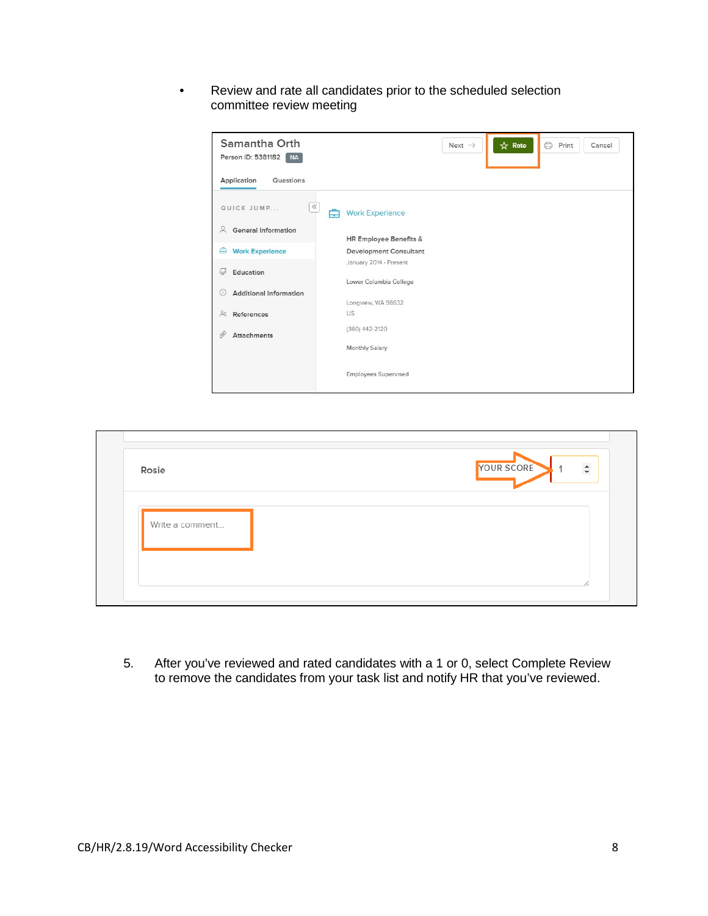- Review and rate all candidates prior to the scheduled selection committee review meeting

5. After you've reviewed and rated candidates with a 1 or 0, select Complete Review to remove the candidates from your task list and notify HR that you've reviewed.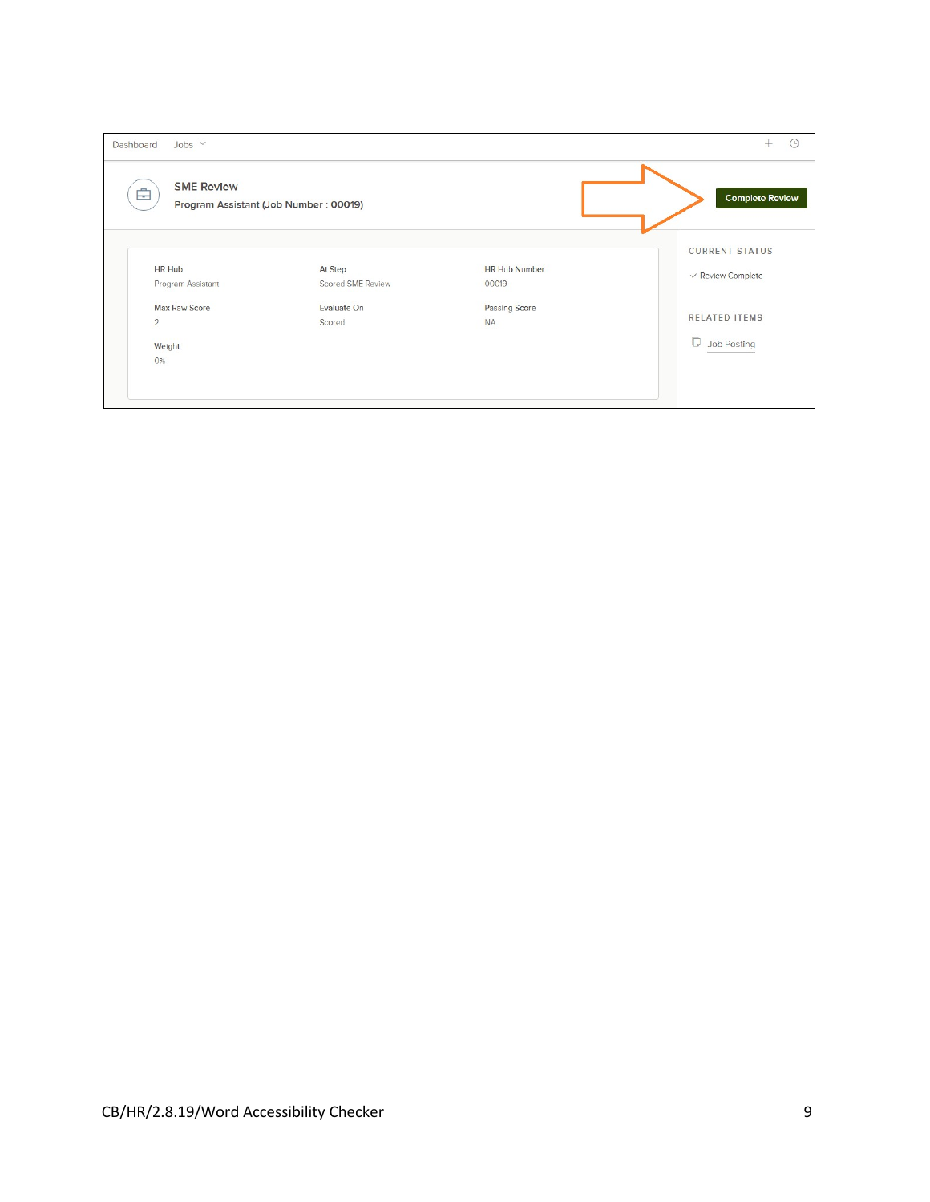Dashboard Jobs

SME Review

Program Assistant (Job Number : 00019)

Complete Review

| | | |
|---|---|---|
| HR Hub | At Step | HR Hub Number |
| Program Assistant | Scored SME Review | 00019 |
| Max Raw Score | Evaluate On | Passing Score |
| 2 | Scored | NA |
| Weight | | |
| 0% | | |

CURRENT STATUS

Review Complete

RELATED ITEMS

Job Posting